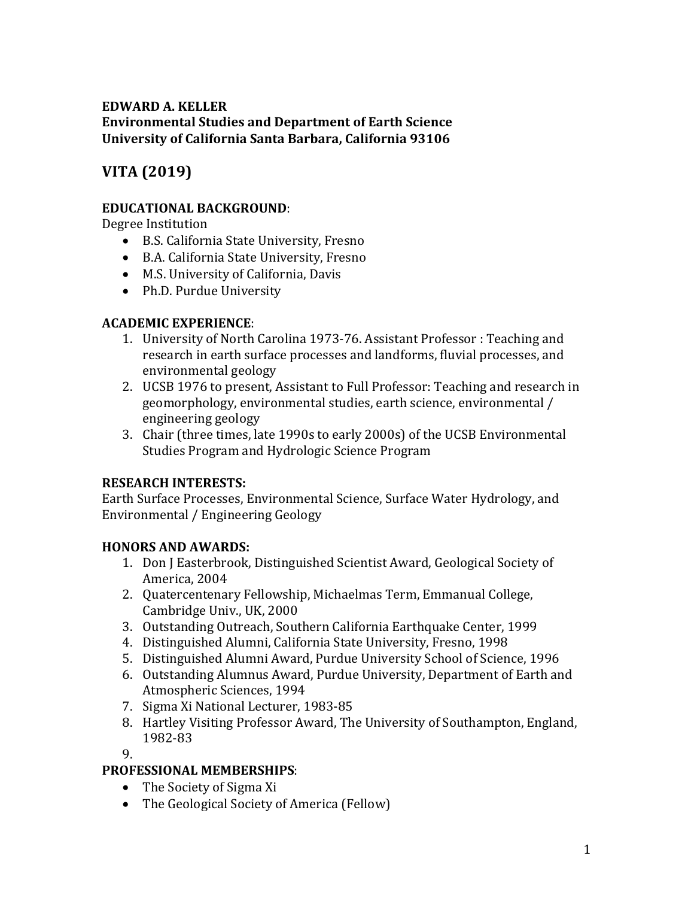**EDWARD A. KELLER**
**Environmental Studies and Department of Earth Science**
**University of California Santa Barbara, California 93106**

# VITA (2019)

**EDUCATIONAL BACKGROUND**:

Degree Institution

- B.S. California State University, Fresno
- B.A. California State University, Fresno
- M.S. University of California, Davis
- Ph.D. Purdue University

**ACADEMIC EXPERIENCE**:

1. University of North Carolina 1973-76. Assistant Professor : Teaching and research in earth surface processes and landforms, fluvial processes, and environmental geology
2. UCSB 1976 to present, Assistant to Full Professor: Teaching and research in geomorphology, environmental studies, earth science, environmental / engineering geology
3. Chair (three times, late 1990s to early 2000s) of the UCSB Environmental Studies Program and Hydrologic Science Program

**RESEARCH INTERESTS:**

Earth Surface Processes, Environmental Science, Surface Water Hydrology, and Environmental / Engineering Geology

**HONORS AND AWARDS:**

1. Don J Easterbrook, Distinguished Scientist Award, Geological Society of America, 2004
2. Quatercentenary Fellowship, Michaelmas Term, Emmanual College, Cambridge Univ., UK, 2000
3. Outstanding Outreach, Southern California Earthquake Center, 1999
4. Distinguished Alumni, California State University, Fresno, 1998
5. Distinguished Alumni Award, Purdue University School of Science, 1996
6. Outstanding Alumnus Award, Purdue University, Department of Earth and Atmospheric Sciences, 1994
7. Sigma Xi National Lecturer, 1983-85
8. Hartley Visiting Professor Award, The University of Southampton, England, 1982-83
9.

**PROFESSIONAL MEMBERSHIPS**:

- The Society of Sigma Xi
- The Geological Society of America (Fellow)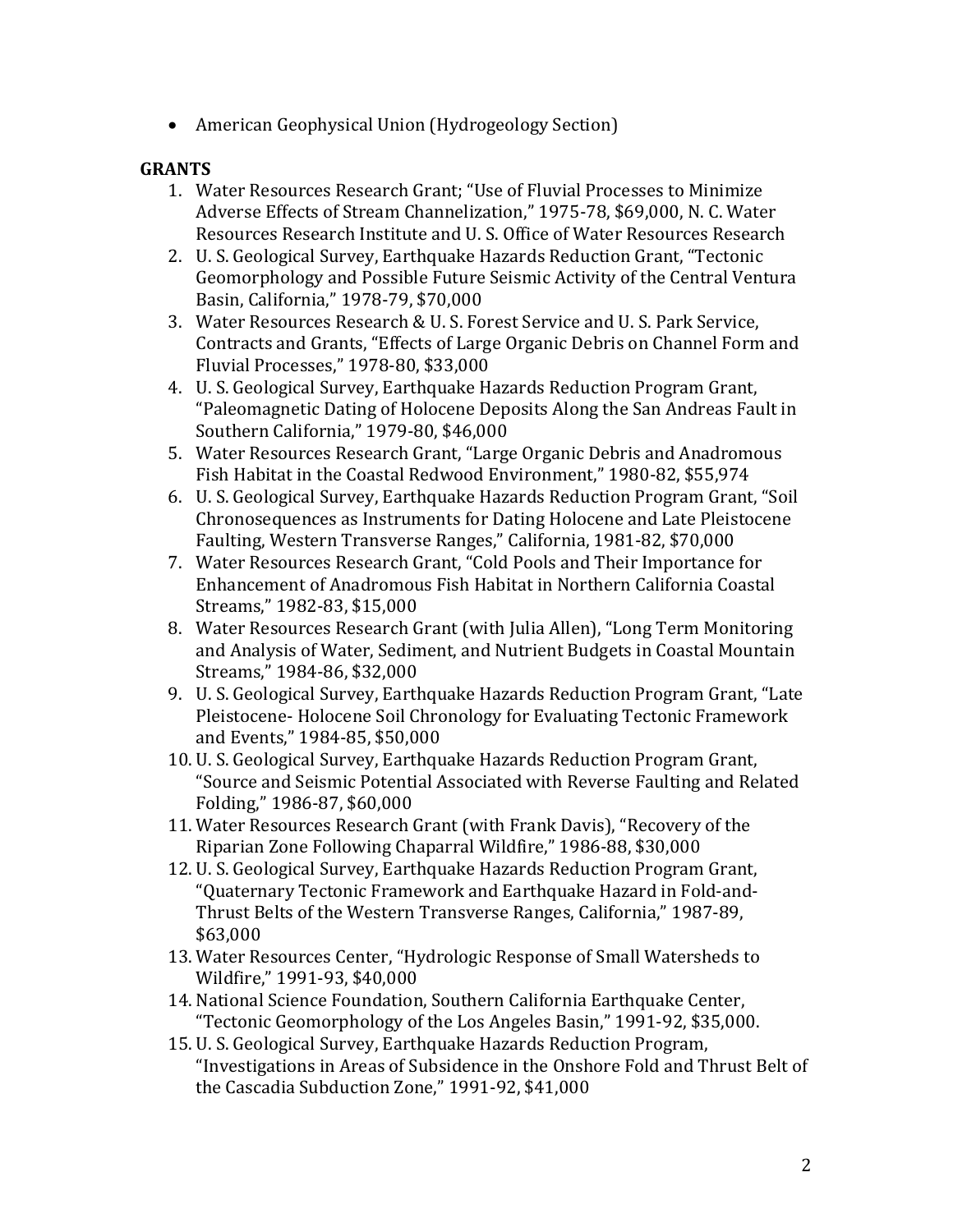- American Geophysical Union (Hydrogeology Section)

**GRANTS**

1. Water Resources Research Grant; "Use of Fluvial Processes to Minimize Adverse Effects of Stream Channelization," 1975-78, $69,000, N. C. Water Resources Research Institute and U. S. Office of Water Resources Research
2. U. S. Geological Survey, Earthquake Hazards Reduction Grant, "Tectonic Geomorphology and Possible Future Seismic Activity of the Central Ventura Basin, California," 1978-79, $70,000
3. Water Resources Research & U. S. Forest Service and U. S. Park Service, Contracts and Grants, "Effects of Large Organic Debris on Channel Form and Fluvial Processes," 1978-80, $33,000
4. U. S. Geological Survey, Earthquake Hazards Reduction Program Grant, "Paleomagnetic Dating of Holocene Deposits Along the San Andreas Fault in Southern California," 1979-80, $46,000
5. Water Resources Research Grant, "Large Organic Debris and Anadromous Fish Habitat in the Coastal Redwood Environment," 1980-82, $55,974
6. U. S. Geological Survey, Earthquake Hazards Reduction Program Grant, "Soil Chronosequences as Instruments for Dating Holocene and Late Pleistocene Faulting, Western Transverse Ranges," California, 1981-82, $70,000
7. Water Resources Research Grant, "Cold Pools and Their Importance for Enhancement of Anadromous Fish Habitat in Northern California Coastal Streams," 1982-83, $15,000
8. Water Resources Research Grant (with Julia Allen), "Long Term Monitoring and Analysis of Water, Sediment, and Nutrient Budgets in Coastal Mountain Streams," 1984-86, $32,000
9. U. S. Geological Survey, Earthquake Hazards Reduction Program Grant, "Late Pleistocene- Holocene Soil Chronology for Evaluating Tectonic Framework and Events," 1984-85, $50,000
10. U. S. Geological Survey, Earthquake Hazards Reduction Program Grant, "Source and Seismic Potential Associated with Reverse Faulting and Related Folding," 1986-87, $60,000
11. Water Resources Research Grant (with Frank Davis), "Recovery of the Riparian Zone Following Chaparral Wildfire," 1986-88, $30,000
12. U. S. Geological Survey, Earthquake Hazards Reduction Program Grant, "Quaternary Tectonic Framework and Earthquake Hazard in Fold-and-Thrust Belts of the Western Transverse Ranges, California," 1987-89, $63,000
13. Water Resources Center, "Hydrologic Response of Small Watersheds to Wildfire," 1991-93, $40,000
14. National Science Foundation, Southern California Earthquake Center, "Tectonic Geomorphology of the Los Angeles Basin," 1991-92, $35,000.
15. U. S. Geological Survey, Earthquake Hazards Reduction Program, "Investigations in Areas of Subsidence in the Onshore Fold and Thrust Belt of the Cascadia Subduction Zone," 1991-92, $41,000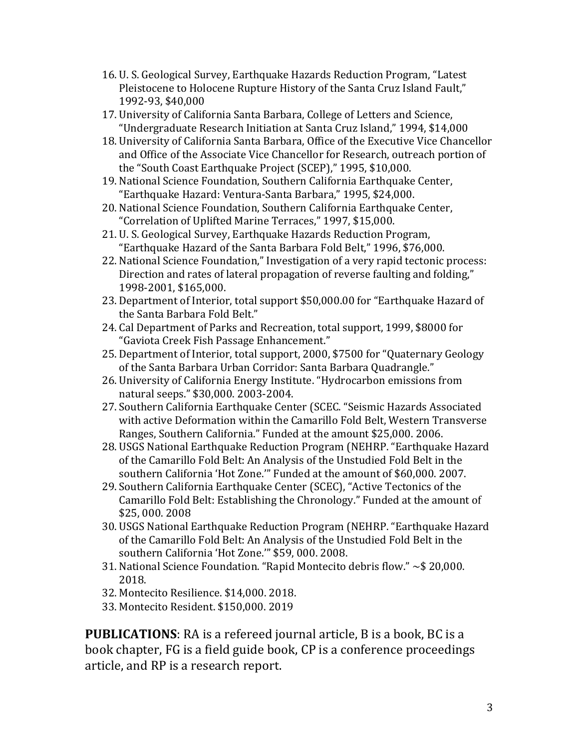16. U. S. Geological Survey, Earthquake Hazards Reduction Program, "Latest Pleistocene to Holocene Rupture History of the Santa Cruz Island Fault," 1992-93, $40,000
17. University of California Santa Barbara, College of Letters and Science, "Undergraduate Research Initiation at Santa Cruz Island," 1994, $14,000
18. University of California Santa Barbara, Office of the Executive Vice Chancellor and Office of the Associate Vice Chancellor for Research, outreach portion of the "South Coast Earthquake Project (SCEP)," 1995, $10,000.
19. National Science Foundation, Southern California Earthquake Center, "Earthquake Hazard: Ventura-Santa Barbara," 1995, $24,000.
20. National Science Foundation, Southern California Earthquake Center, "Correlation of Uplifted Marine Terraces," 1997, $15,000.
21. U. S. Geological Survey, Earthquake Hazards Reduction Program, "Earthquake Hazard of the Santa Barbara Fold Belt," 1996, $76,000.
22. National Science Foundation," Investigation of a very rapid tectonic process: Direction and rates of lateral propagation of reverse faulting and folding," 1998-2001, $165,000.
23. Department of Interior, total support $50,000.00 for "Earthquake Hazard of the Santa Barbara Fold Belt."
24. Cal Department of Parks and Recreation, total support, 1999, $8000 for "Gaviota Creek Fish Passage Enhancement."
25. Department of Interior, total support, 2000, $7500 for "Quaternary Geology of the Santa Barbara Urban Corridor: Santa Barbara Quadrangle."
26. University of California Energy Institute. "Hydrocarbon emissions from natural seeps." $30,000. 2003-2004.
27. Southern California Earthquake Center (SCEC. "Seismic Hazards Associated with active Deformation within the Camarillo Fold Belt, Western Transverse Ranges, Southern California." Funded at the amount $25,000. 2006.
28. USGS National Earthquake Reduction Program (NEHRP. "Earthquake Hazard of the Camarillo Fold Belt: An Analysis of the Unstudied Fold Belt in the southern California 'Hot Zone.'" Funded at the amount of $60,000. 2007.
29. Southern California Earthquake Center (SCEC), "Active Tectonics of the Camarillo Fold Belt: Establishing the Chronology." Funded at the amount of $25, 000. 2008
30. USGS National Earthquake Reduction Program (NEHRP. "Earthquake Hazard of the Camarillo Fold Belt: An Analysis of the Unstudied Fold Belt in the southern California 'Hot Zone.'" $59, 000. 2008.
31. National Science Foundation. "Rapid Montecito debris flow." ~$ 20,000. 2018.
32. Montecito Resilience. $14,000. 2018.
33. Montecito Resident. $150,000. 2019

**PUBLICATIONS**: RA is a refereed journal article, B is a book, BC is a book chapter, FG is a field guide book, CP is a conference proceedings article, and RP is a research report.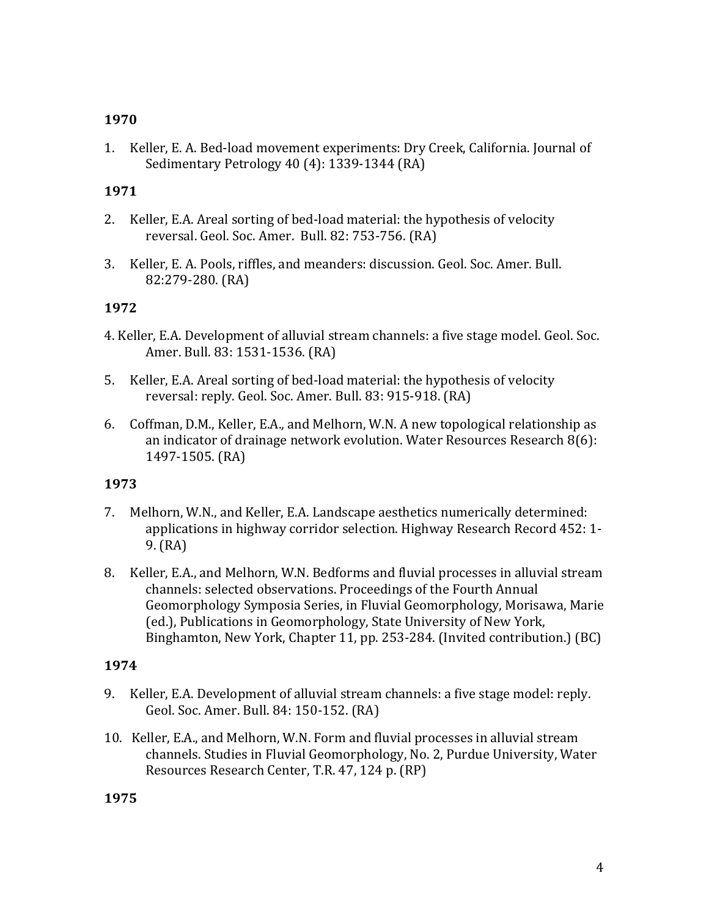**1970**

1. Keller, E. A. Bed-load movement experiments: Dry Creek, California. Journal of Sedimentary Petrology 40 (4): 1339-1344 (RA)

**1971**

2. Keller, E.A. Areal sorting of bed-load material: the hypothesis of velocity reversal. Geol. Soc. Amer. Bull. 82: 753-756. (RA)

3. Keller, E. A. Pools, riffles, and meanders: discussion. Geol. Soc. Amer. Bull. 82:279-280. (RA)

**1972**

4. Keller, E.A. Development of alluvial stream channels: a five stage model. Geol. Soc. Amer. Bull. 83: 1531-1536. (RA)

5. Keller, E.A. Areal sorting of bed-load material: the hypothesis of velocity reversal: reply. Geol. Soc. Amer. Bull. 83: 915-918. (RA)

6. Coffman, D.M., Keller, E.A., and Melhorn, W.N. A new topological relationship as an indicator of drainage network evolution. Water Resources Research 8(6): 1497-1505. (RA)

**1973**

7. Melhorn, W.N., and Keller, E.A. Landscape aesthetics numerically determined: applications in highway corridor selection. Highway Research Record 452: 1-9. (RA)

8. Keller, E.A., and Melhorn, W.N. Bedforms and fluvial processes in alluvial stream channels: selected observations. Proceedings of the Fourth Annual Geomorphology Symposia Series, in Fluvial Geomorphology, Morisawa, Marie (ed.), Publications in Geomorphology, State University of New York, Binghamton, New York, Chapter 11, pp. 253-284. (Invited contribution.) (BC)

**1974**

9. Keller, E.A. Development of alluvial stream channels: a five stage model: reply. Geol. Soc. Amer. Bull. 84: 150-152. (RA)

10. Keller, E.A., and Melhorn, W.N. Form and fluvial processes in alluvial stream channels. Studies in Fluvial Geomorphology, No. 2, Purdue University, Water Resources Research Center, T.R. 47, 124 p. (RP)

**1975**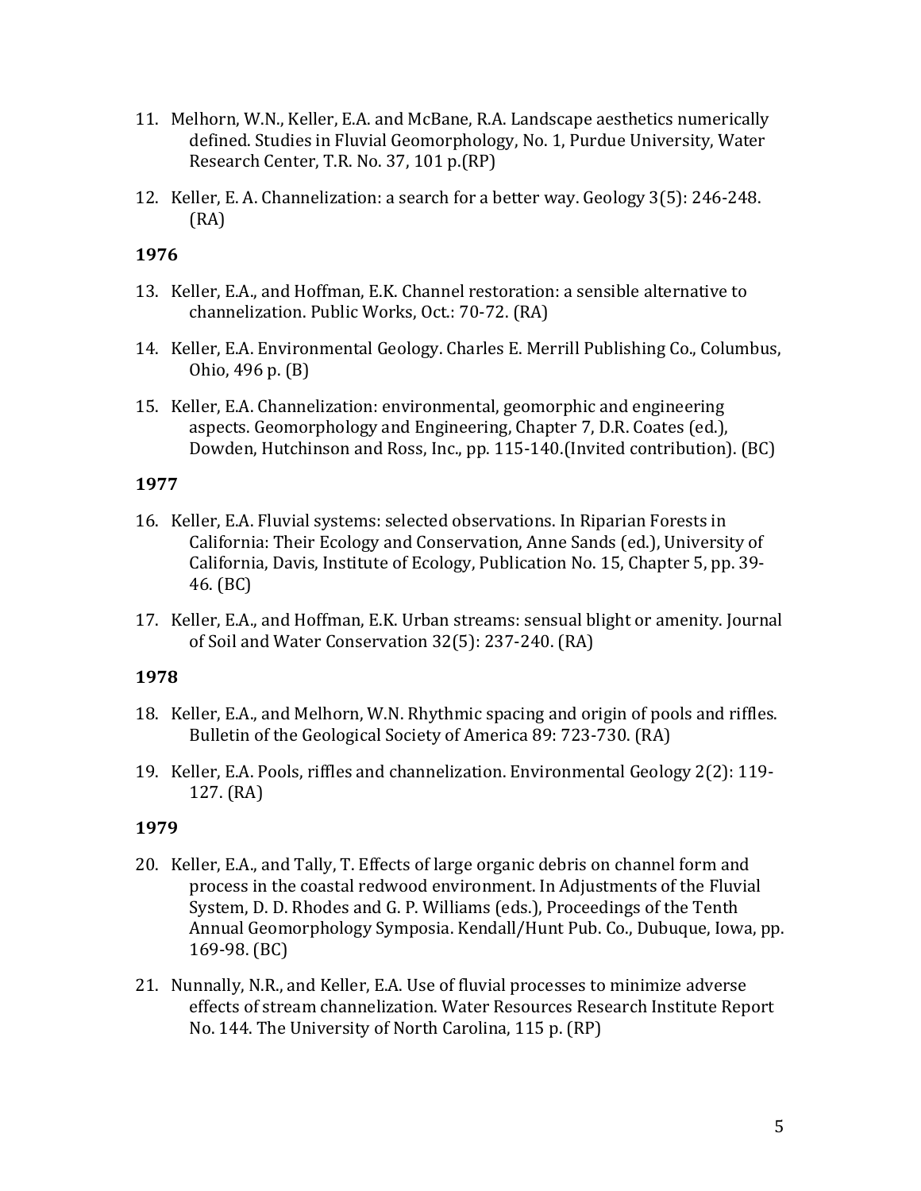11. Melhorn, W.N., Keller, E.A. and McBane, R.A. Landscape aesthetics numerically defined. Studies in Fluvial Geomorphology, No. 1, Purdue University, Water Research Center, T.R. No. 37, 101 p.(RP)

12. Keller, E. A. Channelization: a search for a better way. Geology 3(5): 246-248. (RA)

**1976**

13. Keller, E.A., and Hoffman, E.K. Channel restoration: a sensible alternative to channelization. Public Works, Oct.: 70-72. (RA)

14. Keller, E.A. Environmental Geology. Charles E. Merrill Publishing Co., Columbus, Ohio, 496 p. (B)

15. Keller, E.A. Channelization: environmental, geomorphic and engineering aspects. Geomorphology and Engineering, Chapter 7, D.R. Coates (ed.), Dowden, Hutchinson and Ross, Inc., pp. 115-140.(Invited contribution). (BC)

**1977**

16. Keller, E.A. Fluvial systems: selected observations. In Riparian Forests in California: Their Ecology and Conservation, Anne Sands (ed.), University of California, Davis, Institute of Ecology, Publication No. 15, Chapter 5, pp. 39-46. (BC)

17. Keller, E.A., and Hoffman, E.K. Urban streams: sensual blight or amenity. Journal of Soil and Water Conservation 32(5): 237-240. (RA)

**1978**

18. Keller, E.A., and Melhorn, W.N. Rhythmic spacing and origin of pools and riffles. Bulletin of the Geological Society of America 89: 723-730. (RA)

19. Keller, E.A. Pools, riffles and channelization. Environmental Geology 2(2): 119-127. (RA)

**1979**

20. Keller, E.A., and Tally, T. Effects of large organic debris on channel form and process in the coastal redwood environment. In Adjustments of the Fluvial System, D. D. Rhodes and G. P. Williams (eds.), Proceedings of the Tenth Annual Geomorphology Symposia. Kendall/Hunt Pub. Co., Dubuque, Iowa, pp. 169-98. (BC)

21. Nunnally, N.R., and Keller, E.A. Use of fluvial processes to minimize adverse effects of stream channelization. Water Resources Research Institute Report No. 144. The University of North Carolina, 115 p. (RP)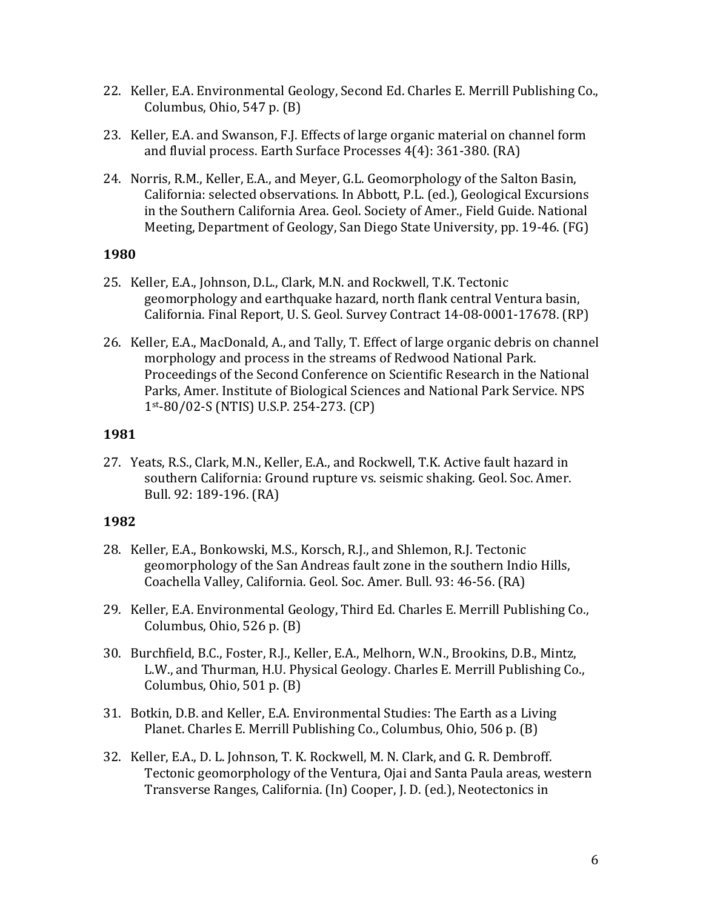22. Keller, E.A. Environmental Geology, Second Ed. Charles E. Merrill Publishing Co., Columbus, Ohio, 547 p. (B)

23. Keller, E.A. and Swanson, F.J. Effects of large organic material on channel form and fluvial process. Earth Surface Processes 4(4): 361-380. (RA)

24. Norris, R.M., Keller, E.A., and Meyer, G.L. Geomorphology of the Salton Basin, California: selected observations. In Abbott, P.L. (ed.), Geological Excursions in the Southern California Area. Geol. Society of Amer., Field Guide. National Meeting, Department of Geology, San Diego State University, pp. 19-46. (FG)

**1980**

25. Keller, E.A., Johnson, D.L., Clark, M.N. and Rockwell, T.K. Tectonic geomorphology and earthquake hazard, north flank central Ventura basin, California. Final Report, U. S. Geol. Survey Contract 14-08-0001-17678. (RP)

26. Keller, E.A., MacDonald, A., and Tally, T. Effect of large organic debris on channel morphology and process in the streams of Redwood National Park. Proceedings of the Second Conference on Scientific Research in the National Parks, Amer. Institute of Biological Sciences and National Park Service. NPS 1st-80/02-S (NTIS) U.S.P. 254-273. (CP)

**1981**

27. Yeats, R.S., Clark, M.N., Keller, E.A., and Rockwell, T.K. Active fault hazard in southern California: Ground rupture vs. seismic shaking. Geol. Soc. Amer. Bull. 92: 189-196. (RA)

**1982**

28. Keller, E.A., Bonkowski, M.S., Korsch, R.J., and Shlemon, R.J. Tectonic geomorphology of the San Andreas fault zone in the southern Indio Hills, Coachella Valley, California. Geol. Soc. Amer. Bull. 93: 46-56. (RA)

29. Keller, E.A. Environmental Geology, Third Ed. Charles E. Merrill Publishing Co., Columbus, Ohio, 526 p. (B)

30. Burchfield, B.C., Foster, R.J., Keller, E.A., Melhorn, W.N., Brookins, D.B., Mintz, L.W., and Thurman, H.U. Physical Geology. Charles E. Merrill Publishing Co., Columbus, Ohio, 501 p. (B)

31. Botkin, D.B. and Keller, E.A. Environmental Studies: The Earth as a Living Planet. Charles E. Merrill Publishing Co., Columbus, Ohio, 506 p. (B)

32. Keller, E.A., D. L. Johnson, T. K. Rockwell, M. N. Clark, and G. R. Dembroff. Tectonic geomorphology of the Ventura, Ojai and Santa Paula areas, western Transverse Ranges, California. (In) Cooper, J. D. (ed.), Neotectonics in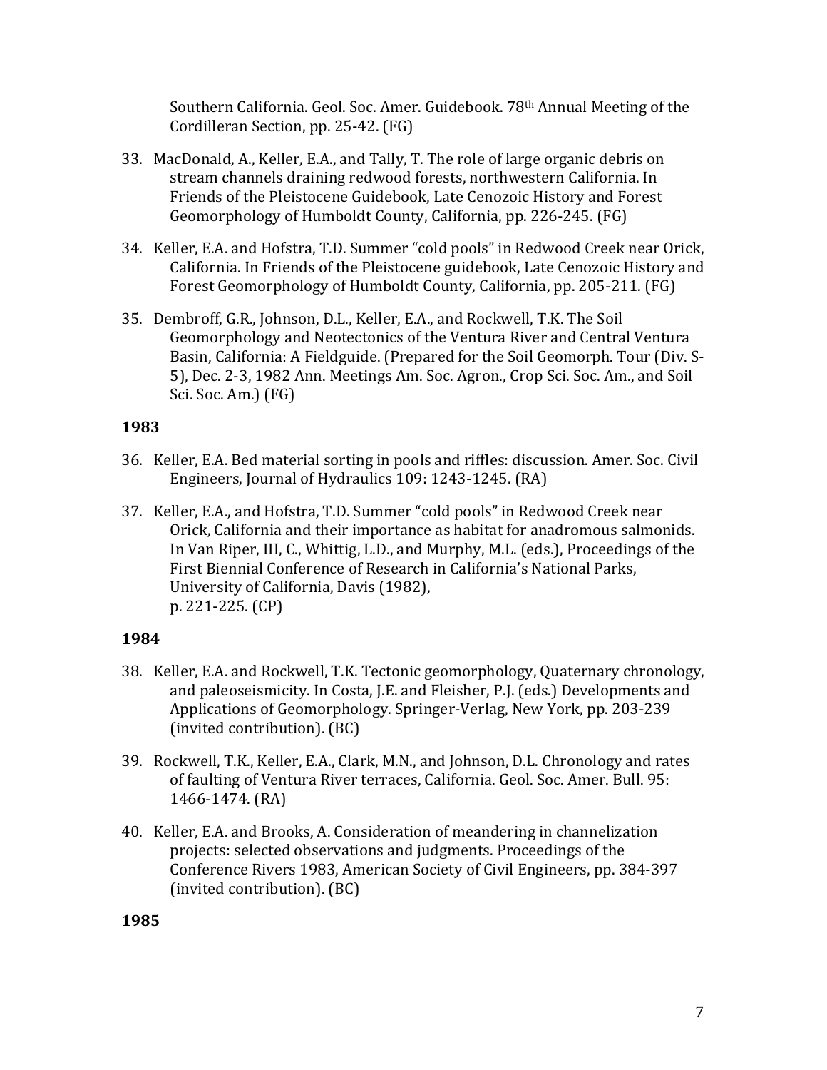Southern California. Geol. Soc. Amer. Guidebook. 78th Annual Meeting of the Cordilleran Section, pp. 25-42. (FG)

33. MacDonald, A., Keller, E.A., and Tally, T. The role of large organic debris on stream channels draining redwood forests, northwestern California. In Friends of the Pleistocene Guidebook, Late Cenozoic History and Forest Geomorphology of Humboldt County, California, pp. 226-245. (FG)

34. Keller, E.A. and Hofstra, T.D. Summer "cold pools" in Redwood Creek near Orick, California. In Friends of the Pleistocene guidebook, Late Cenozoic History and Forest Geomorphology of Humboldt County, California, pp. 205-211. (FG)

35. Dembroff, G.R., Johnson, D.L., Keller, E.A., and Rockwell, T.K. The Soil Geomorphology and Neotectonics of the Ventura River and Central Ventura Basin, California: A Fieldguide. (Prepared for the Soil Geomorph. Tour (Div. S-5), Dec. 2-3, 1982 Ann. Meetings Am. Soc. Agron., Crop Sci. Soc. Am., and Soil Sci. Soc. Am.) (FG)

**1983**

36. Keller, E.A. Bed material sorting in pools and riffles: discussion. Amer. Soc. Civil Engineers, Journal of Hydraulics 109: 1243-1245. (RA)

37. Keller, E.A., and Hofstra, T.D. Summer "cold pools" in Redwood Creek near Orick, California and their importance as habitat for anadromous salmonids. In Van Riper, III, C., Whittig, L.D., and Murphy, M.L. (eds.), Proceedings of the First Biennial Conference of Research in California's National Parks, University of California, Davis (1982), p. 221-225. (CP)

**1984**

38. Keller, E.A. and Rockwell, T.K. Tectonic geomorphology, Quaternary chronology, and paleoseismicity. In Costa, J.E. and Fleisher, P.J. (eds.) Developments and Applications of Geomorphology. Springer-Verlag, New York, pp. 203-239 (invited contribution). (BC)

39. Rockwell, T.K., Keller, E.A., Clark, M.N., and Johnson, D.L. Chronology and rates of faulting of Ventura River terraces, California. Geol. Soc. Amer. Bull. 95: 1466-1474. (RA)

40. Keller, E.A. and Brooks, A. Consideration of meandering in channelization projects: selected observations and judgments. Proceedings of the Conference Rivers 1983, American Society of Civil Engineers, pp. 384-397 (invited contribution). (BC)

**1985**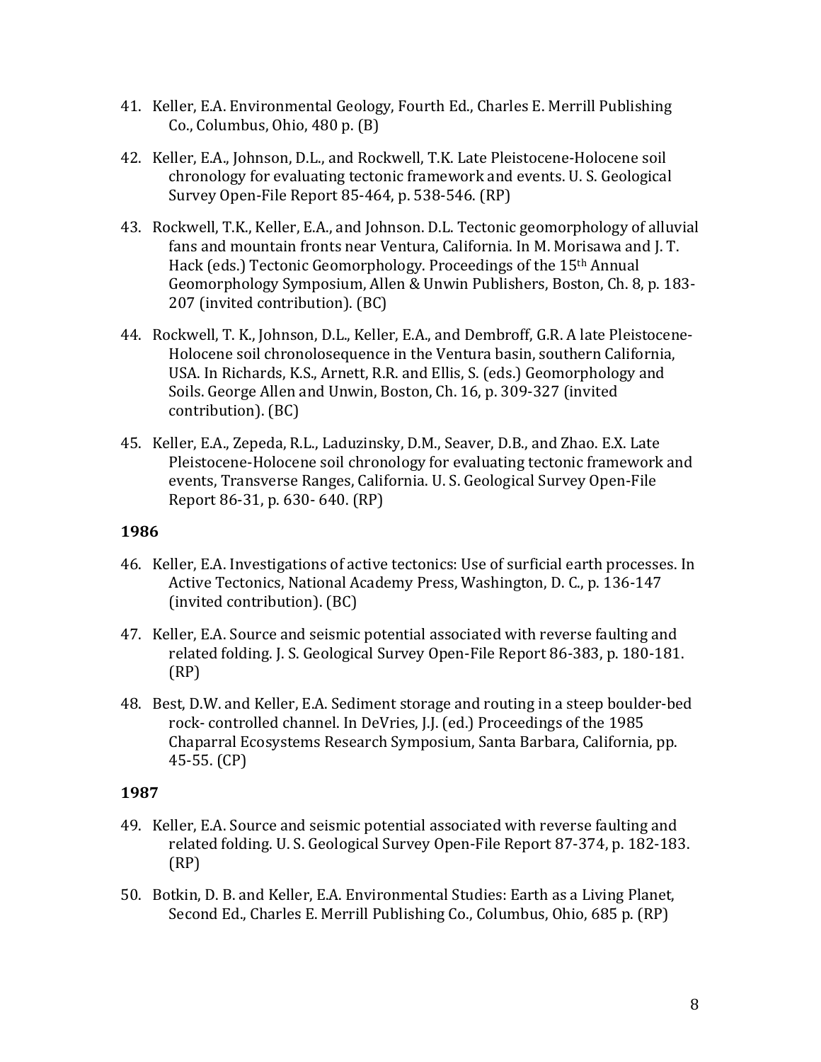41. Keller, E.A. Environmental Geology, Fourth Ed., Charles E. Merrill Publishing Co., Columbus, Ohio, 480 p. (B)

42. Keller, E.A., Johnson, D.L., and Rockwell, T.K. Late Pleistocene-Holocene soil chronology for evaluating tectonic framework and events. U. S. Geological Survey Open-File Report 85-464, p. 538-546. (RP)

43. Rockwell, T.K., Keller, E.A., and Johnson. D.L. Tectonic geomorphology of alluvial fans and mountain fronts near Ventura, California. In M. Morisawa and J. T. Hack (eds.) Tectonic Geomorphology. Proceedings of the 15th Annual Geomorphology Symposium, Allen & Unwin Publishers, Boston, Ch. 8, p. 183-207 (invited contribution). (BC)

44. Rockwell, T. K., Johnson, D.L., Keller, E.A., and Dembroff, G.R. A late Pleistocene-Holocene soil chronolosequence in the Ventura basin, southern California, USA. In Richards, K.S., Arnett, R.R. and Ellis, S. (eds.) Geomorphology and Soils. George Allen and Unwin, Boston, Ch. 16, p. 309-327 (invited contribution). (BC)

45. Keller, E.A., Zepeda, R.L., Laduzinsky, D.M., Seaver, D.B., and Zhao. E.X. Late Pleistocene-Holocene soil chronology for evaluating tectonic framework and events, Transverse Ranges, California. U. S. Geological Survey Open-File Report 86-31, p. 630- 640. (RP)

**1986**

46. Keller, E.A. Investigations of active tectonics: Use of surficial earth processes. In Active Tectonics, National Academy Press, Washington, D. C., p. 136-147 (invited contribution). (BC)

47. Keller, E.A. Source and seismic potential associated with reverse faulting and related folding. J. S. Geological Survey Open-File Report 86-383, p. 180-181. (RP)

48. Best, D.W. and Keller, E.A. Sediment storage and routing in a steep boulder-bed rock- controlled channel. In DeVries, J.J. (ed.) Proceedings of the 1985 Chaparral Ecosystems Research Symposium, Santa Barbara, California, pp. 45-55. (CP)

**1987**

49. Keller, E.A. Source and seismic potential associated with reverse faulting and related folding. U. S. Geological Survey Open-File Report 87-374, p. 182-183. (RP)

50. Botkin, D. B. and Keller, E.A. Environmental Studies: Earth as a Living Planet, Second Ed., Charles E. Merrill Publishing Co., Columbus, Ohio, 685 p. (RP)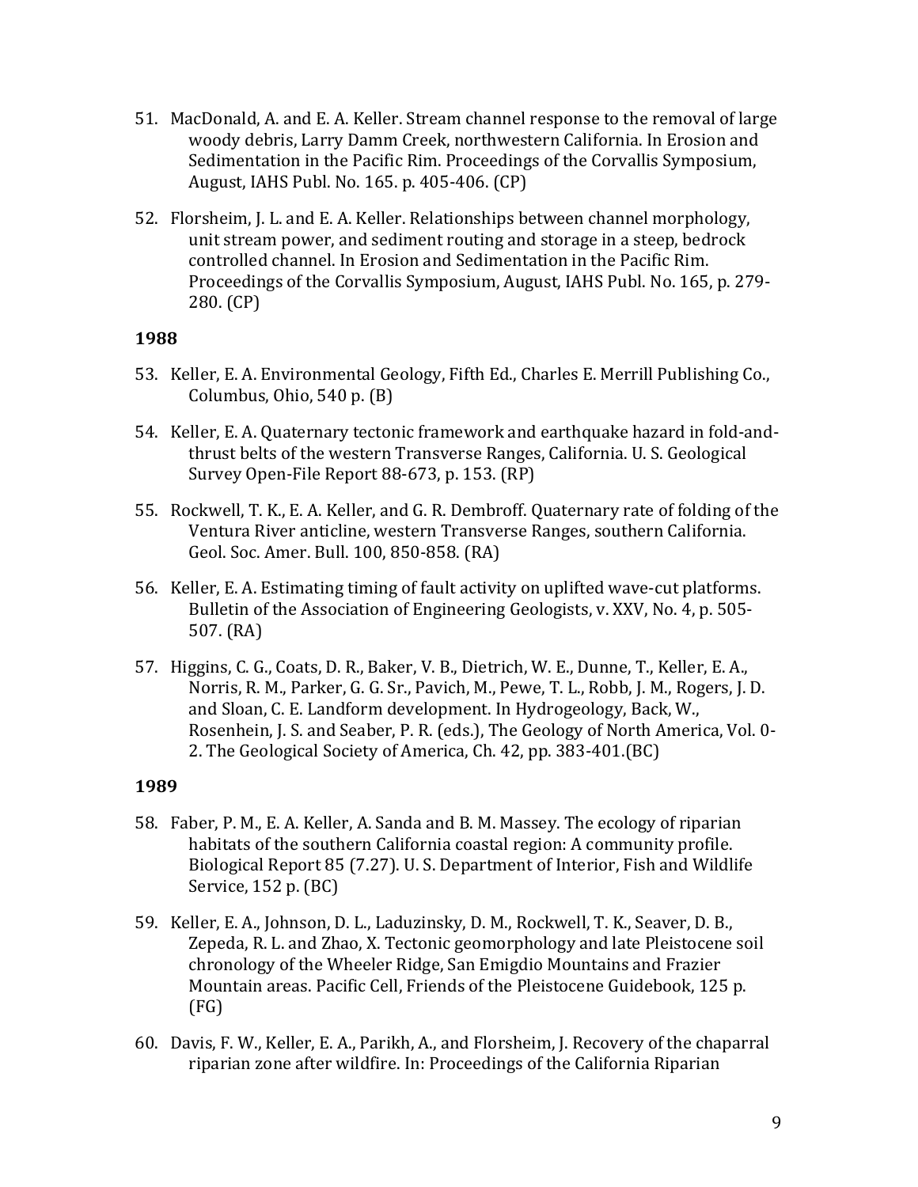51. MacDonald, A. and E. A. Keller. Stream channel response to the removal of large woody debris, Larry Damm Creek, northwestern California. In Erosion and Sedimentation in the Pacific Rim. Proceedings of the Corvallis Symposium, August, IAHS Publ. No. 165. p. 405-406. (CP)

52. Florsheim, J. L. and E. A. Keller. Relationships between channel morphology, unit stream power, and sediment routing and storage in a steep, bedrock controlled channel. In Erosion and Sedimentation in the Pacific Rim. Proceedings of the Corvallis Symposium, August, IAHS Publ. No. 165, p. 279-280. (CP)

**1988**

53. Keller, E. A. Environmental Geology, Fifth Ed., Charles E. Merrill Publishing Co., Columbus, Ohio, 540 p. (B)

54. Keller, E. A. Quaternary tectonic framework and earthquake hazard in fold-and-thrust belts of the western Transverse Ranges, California. U. S. Geological Survey Open-File Report 88-673, p. 153. (RP)

55. Rockwell, T. K., E. A. Keller, and G. R. Dembroff. Quaternary rate of folding of the Ventura River anticline, western Transverse Ranges, southern California. Geol. Soc. Amer. Bull. 100, 850-858. (RA)

56. Keller, E. A. Estimating timing of fault activity on uplifted wave-cut platforms. Bulletin of the Association of Engineering Geologists, v. XXV, No. 4, p. 505-507. (RA)

57. Higgins, C. G., Coats, D. R., Baker, V. B., Dietrich, W. E., Dunne, T., Keller, E. A., Norris, R. M., Parker, G. G. Sr., Pavich, M., Pewe, T. L., Robb, J. M., Rogers, J. D. and Sloan, C. E. Landform development. In Hydrogeology, Back, W., Rosenhein, J. S. and Seaber, P. R. (eds.), The Geology of North America, Vol. 0-2. The Geological Society of America, Ch. 42, pp. 383-401.(BC)

**1989**

58. Faber, P. M., E. A. Keller, A. Sanda and B. M. Massey. The ecology of riparian habitats of the southern California coastal region: A community profile. Biological Report 85 (7.27). U. S. Department of Interior, Fish and Wildlife Service, 152 p. (BC)

59. Keller, E. A., Johnson, D. L., Laduzinsky, D. M., Rockwell, T. K., Seaver, D. B., Zepeda, R. L. and Zhao, X. Tectonic geomorphology and late Pleistocene soil chronology of the Wheeler Ridge, San Emigdio Mountains and Frazier Mountain areas. Pacific Cell, Friends of the Pleistocene Guidebook, 125 p. (FG)

60. Davis, F. W., Keller, E. A., Parikh, A., and Florsheim, J. Recovery of the chaparral riparian zone after wildfire. In: Proceedings of the California Riparian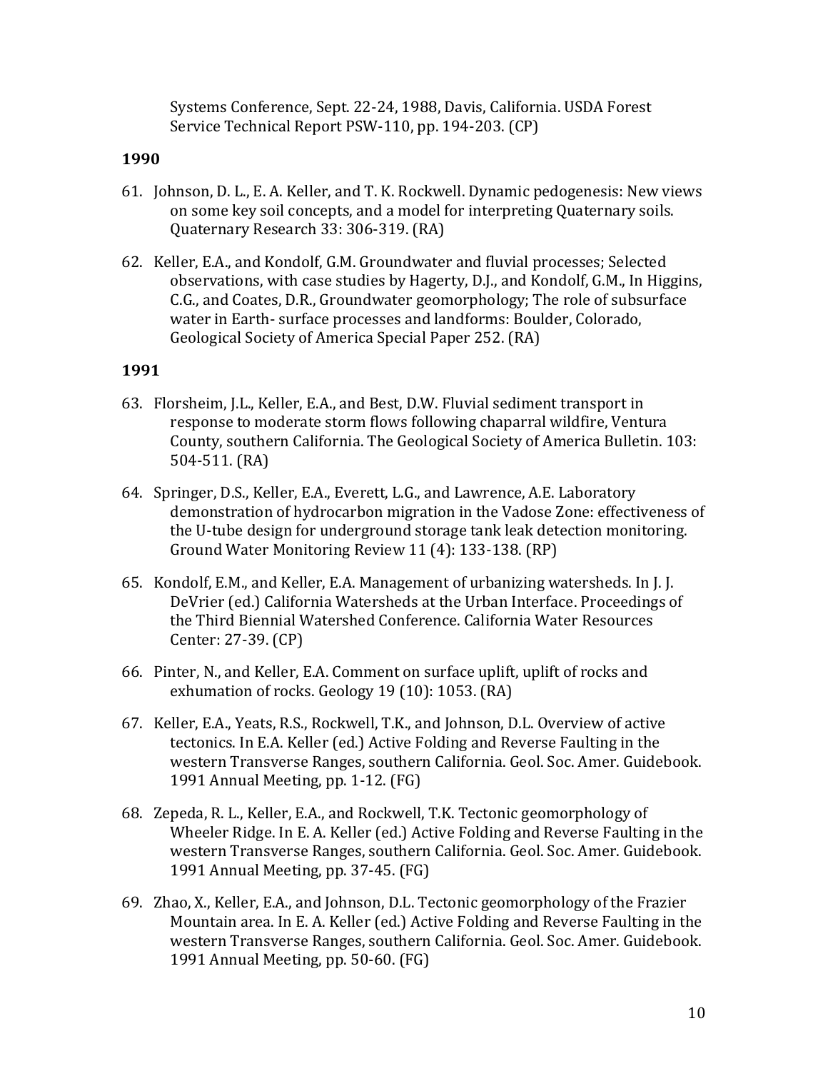Systems Conference, Sept. 22-24, 1988, Davis, California. USDA Forest Service Technical Report PSW-110, pp. 194-203. (CP)

**1990**

61. Johnson, D. L., E. A. Keller, and T. K. Rockwell. Dynamic pedogenesis: New views on some key soil concepts, and a model for interpreting Quaternary soils. Quaternary Research 33: 306-319. (RA)

62. Keller, E.A., and Kondolf, G.M. Groundwater and fluvial processes; Selected observations, with case studies by Hagerty, D.J., and Kondolf, G.M., In Higgins, C.G., and Coates, D.R., Groundwater geomorphology; The role of subsurface water in Earth- surface processes and landforms: Boulder, Colorado, Geological Society of America Special Paper 252. (RA)

**1991**

63. Florsheim, J.L., Keller, E.A., and Best, D.W. Fluvial sediment transport in response to moderate storm flows following chaparral wildfire, Ventura County, southern California. The Geological Society of America Bulletin. 103: 504-511. (RA)

64. Springer, D.S., Keller, E.A., Everett, L.G., and Lawrence, A.E. Laboratory demonstration of hydrocarbon migration in the Vadose Zone: effectiveness of the U-tube design for underground storage tank leak detection monitoring. Ground Water Monitoring Review 11 (4): 133-138. (RP)

65. Kondolf, E.M., and Keller, E.A. Management of urbanizing watersheds. In J. J. DeVrier (ed.) California Watersheds at the Urban Interface. Proceedings of the Third Biennial Watershed Conference. California Water Resources Center: 27-39. (CP)

66. Pinter, N., and Keller, E.A. Comment on surface uplift, uplift of rocks and exhumation of rocks. Geology 19 (10): 1053. (RA)

67. Keller, E.A., Yeats, R.S., Rockwell, T.K., and Johnson, D.L. Overview of active tectonics. In E.A. Keller (ed.) Active Folding and Reverse Faulting in the western Transverse Ranges, southern California. Geol. Soc. Amer. Guidebook. 1991 Annual Meeting, pp. 1-12. (FG)

68. Zepeda, R. L., Keller, E.A., and Rockwell, T.K. Tectonic geomorphology of Wheeler Ridge. In E. A. Keller (ed.) Active Folding and Reverse Faulting in the western Transverse Ranges, southern California. Geol. Soc. Amer. Guidebook. 1991 Annual Meeting, pp. 37-45. (FG)

69. Zhao, X., Keller, E.A., and Johnson, D.L. Tectonic geomorphology of the Frazier Mountain area. In E. A. Keller (ed.) Active Folding and Reverse Faulting in the western Transverse Ranges, southern California. Geol. Soc. Amer. Guidebook. 1991 Annual Meeting, pp. 50-60. (FG)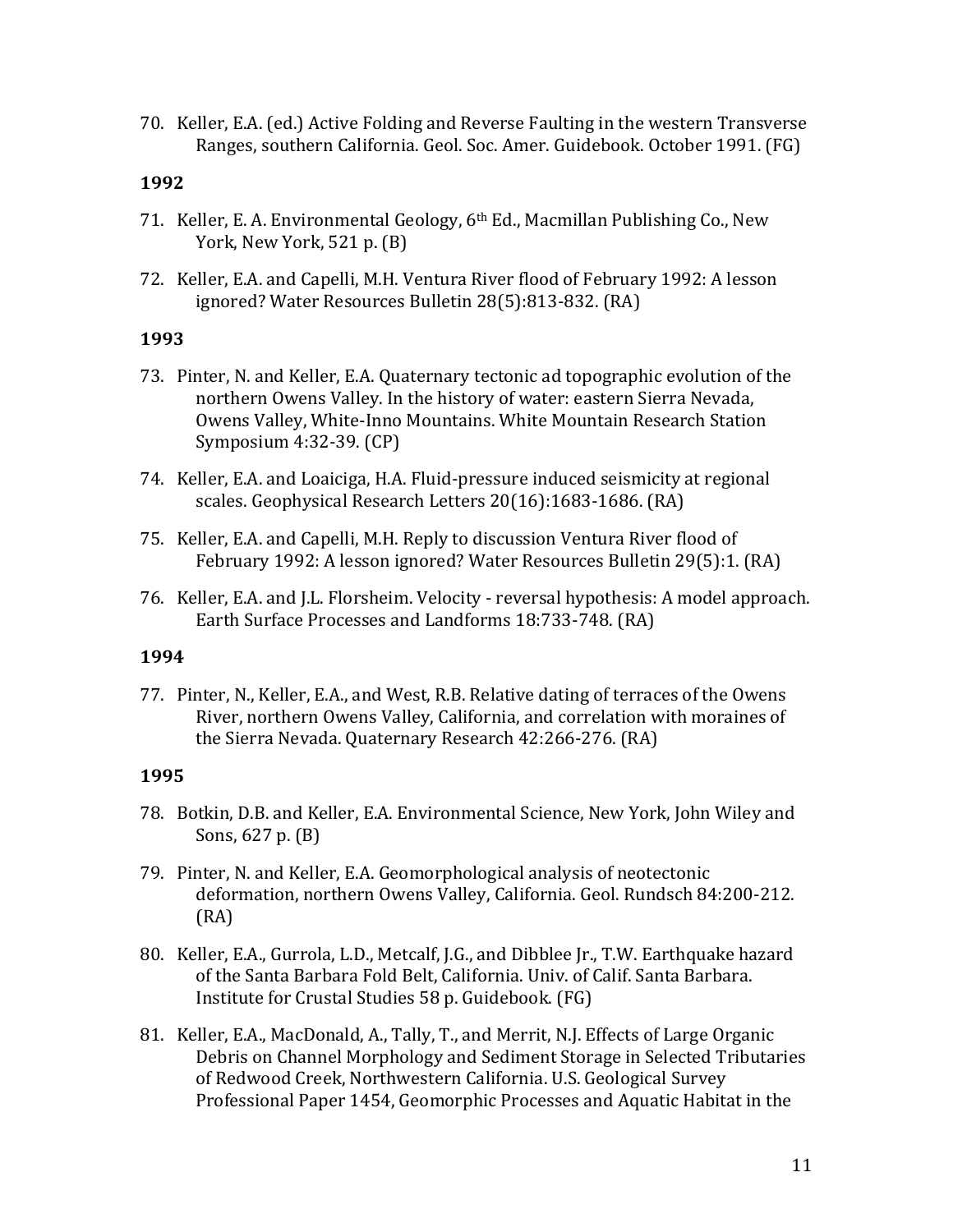70. Keller, E.A. (ed.) Active Folding and Reverse Faulting in the western Transverse Ranges, southern California. Geol. Soc. Amer. Guidebook. October 1991. (FG)

**1992**

71. Keller, E. A. Environmental Geology, 6th Ed., Macmillan Publishing Co., New York, New York, 521 p. (B)

72. Keller, E.A. and Capelli, M.H. Ventura River flood of February 1992: A lesson ignored? Water Resources Bulletin 28(5):813-832. (RA)

**1993**

73. Pinter, N. and Keller, E.A. Quaternary tectonic ad topographic evolution of the northern Owens Valley. In the history of water: eastern Sierra Nevada, Owens Valley, White-Inno Mountains. White Mountain Research Station Symposium 4:32-39. (CP)

74. Keller, E.A. and Loaiciga, H.A. Fluid-pressure induced seismicity at regional scales. Geophysical Research Letters 20(16):1683-1686. (RA)

75. Keller, E.A. and Capelli, M.H. Reply to discussion Ventura River flood of February 1992: A lesson ignored? Water Resources Bulletin 29(5):1. (RA)

76. Keller, E.A. and J.L. Florsheim. Velocity - reversal hypothesis: A model approach. Earth Surface Processes and Landforms 18:733-748. (RA)

**1994**

77. Pinter, N., Keller, E.A., and West, R.B. Relative dating of terraces of the Owens River, northern Owens Valley, California, and correlation with moraines of the Sierra Nevada. Quaternary Research 42:266-276. (RA)

**1995**

78. Botkin, D.B. and Keller, E.A. Environmental Science, New York, John Wiley and Sons, 627 p. (B)

79. Pinter, N. and Keller, E.A. Geomorphological analysis of neotectonic deformation, northern Owens Valley, California. Geol. Rundsch 84:200-212. (RA)

80. Keller, E.A., Gurrola, L.D., Metcalf, J.G., and Dibblee Jr., T.W. Earthquake hazard of the Santa Barbara Fold Belt, California. Univ. of Calif. Santa Barbara. Institute for Crustal Studies 58 p. Guidebook. (FG)

81. Keller, E.A., MacDonald, A., Tally, T., and Merrit, N.J. Effects of Large Organic Debris on Channel Morphology and Sediment Storage in Selected Tributaries of Redwood Creek, Northwestern California. U.S. Geological Survey Professional Paper 1454, Geomorphic Processes and Aquatic Habitat in the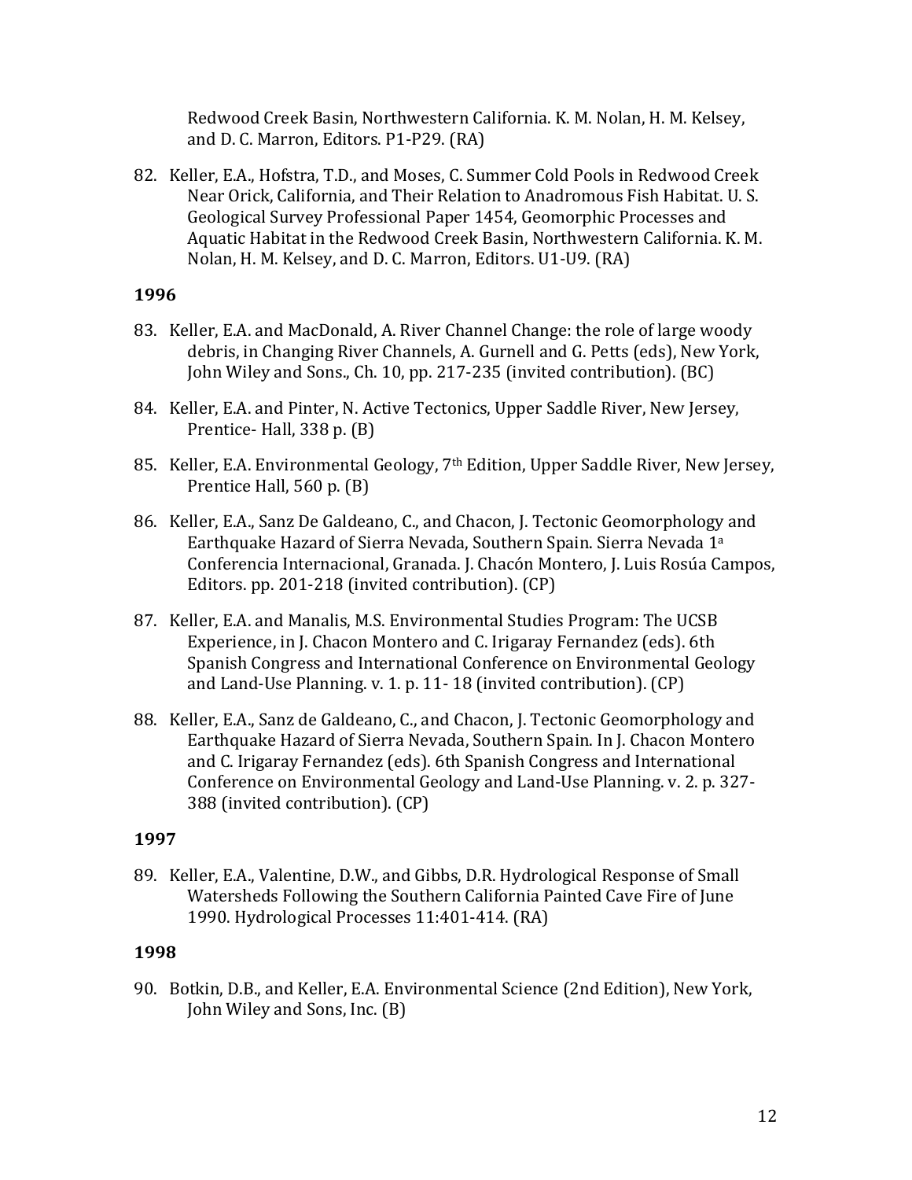Redwood Creek Basin, Northwestern California. K. M. Nolan, H. M. Kelsey, and D. C. Marron, Editors. P1-P29. (RA)

82. Keller, E.A., Hofstra, T.D., and Moses, C. Summer Cold Pools in Redwood Creek Near Orick, California, and Their Relation to Anadromous Fish Habitat. U. S. Geological Survey Professional Paper 1454, Geomorphic Processes and Aquatic Habitat in the Redwood Creek Basin, Northwestern California. K. M. Nolan, H. M. Kelsey, and D. C. Marron, Editors. U1-U9. (RA)

**1996**

83. Keller, E.A. and MacDonald, A. River Channel Change: the role of large woody debris, in Changing River Channels, A. Gurnell and G. Petts (eds), New York, John Wiley and Sons., Ch. 10, pp. 217-235 (invited contribution). (BC)

84. Keller, E.A. and Pinter, N. Active Tectonics, Upper Saddle River, New Jersey, Prentice- Hall, 338 p. (B)

85. Keller, E.A. Environmental Geology, 7th Edition, Upper Saddle River, New Jersey, Prentice Hall, 560 p. (B)

86. Keller, E.A., Sanz De Galdeano, C., and Chacon, J. Tectonic Geomorphology and Earthquake Hazard of Sierra Nevada, Southern Spain. Sierra Nevada 1a Conferencia Internacional, Granada. J. Chacón Montero, J. Luis Rosúa Campos, Editors. pp. 201-218 (invited contribution). (CP)

87. Keller, E.A. and Manalis, M.S. Environmental Studies Program: The UCSB Experience, in J. Chacon Montero and C. Irigaray Fernandez (eds). 6th Spanish Congress and International Conference on Environmental Geology and Land-Use Planning. v. 1. p. 11- 18 (invited contribution). (CP)

88. Keller, E.A., Sanz de Galdeano, C., and Chacon, J. Tectonic Geomorphology and Earthquake Hazard of Sierra Nevada, Southern Spain. In J. Chacon Montero and C. Irigaray Fernandez (eds). 6th Spanish Congress and International Conference on Environmental Geology and Land-Use Planning. v. 2. p. 327-388 (invited contribution). (CP)

**1997**

89. Keller, E.A., Valentine, D.W., and Gibbs, D.R. Hydrological Response of Small Watersheds Following the Southern California Painted Cave Fire of June 1990. Hydrological Processes 11:401-414. (RA)

**1998**

90. Botkin, D.B., and Keller, E.A. Environmental Science (2nd Edition), New York, John Wiley and Sons, Inc. (B)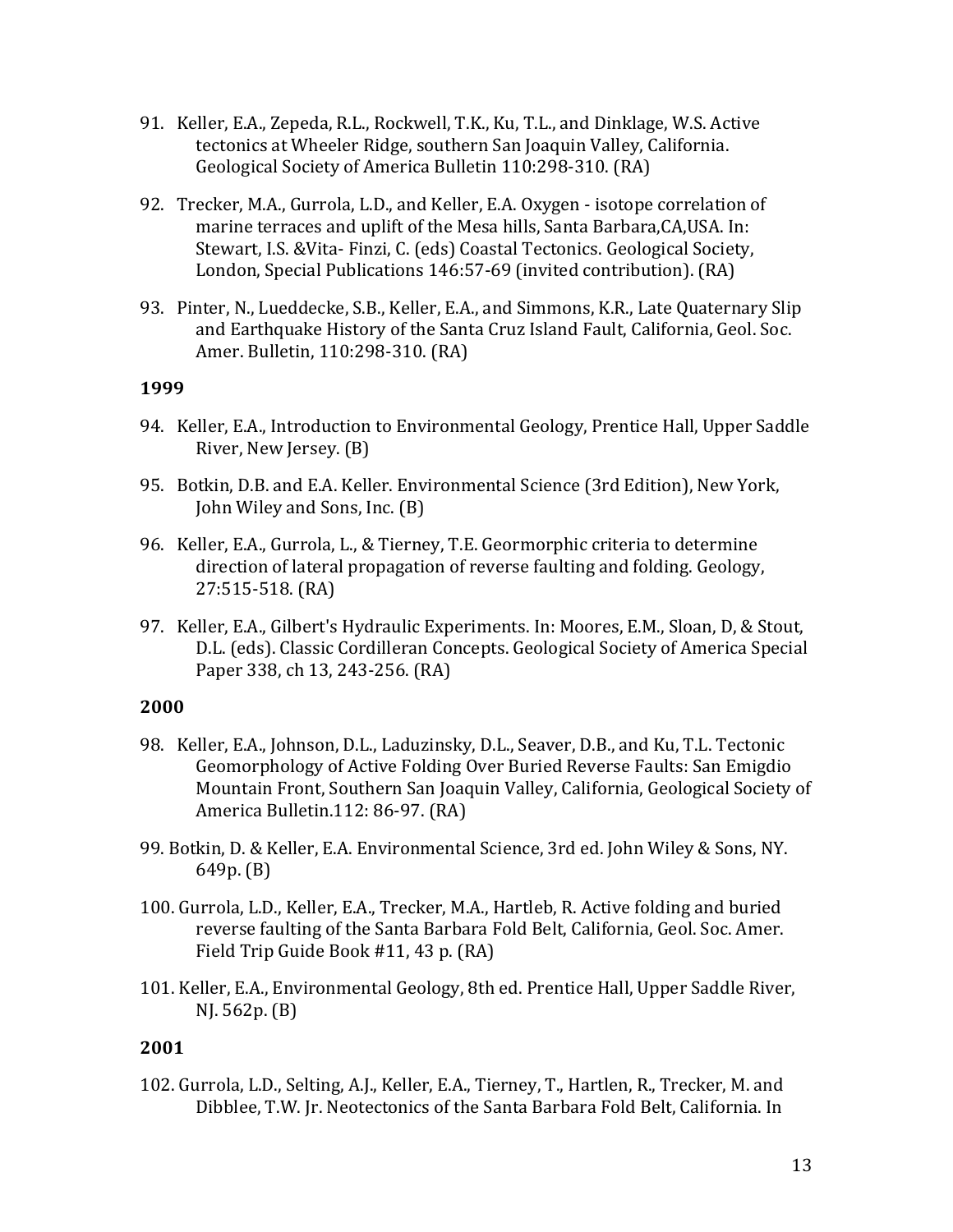91. Keller, E.A., Zepeda, R.L., Rockwell, T.K., Ku, T.L., and Dinklage, W.S. Active tectonics at Wheeler Ridge, southern San Joaquin Valley, California. Geological Society of America Bulletin 110:298-310. (RA)

92. Trecker, M.A., Gurrola, L.D., and Keller, E.A. Oxygen - isotope correlation of marine terraces and uplift of the Mesa hills, Santa Barbara,CA,USA. In: Stewart, I.S. &Vita- Finzi, C. (eds) Coastal Tectonics. Geological Society, London, Special Publications 146:57-69 (invited contribution). (RA)

93. Pinter, N., Lueddecke, S.B., Keller, E.A., and Simmons, K.R., Late Quaternary Slip and Earthquake History of the Santa Cruz Island Fault, California, Geol. Soc. Amer. Bulletin, 110:298-310. (RA)

**1999**

94. Keller, E.A., Introduction to Environmental Geology, Prentice Hall, Upper Saddle River, New Jersey. (B)

95. Botkin, D.B. and E.A. Keller. Environmental Science (3rd Edition), New York, John Wiley and Sons, Inc. (B)

96. Keller, E.A., Gurrola, L., & Tierney, T.E. Geormorphic criteria to determine direction of lateral propagation of reverse faulting and folding. Geology, 27:515-518. (RA)

97. Keller, E.A., Gilbert's Hydraulic Experiments. In: Moores, E.M., Sloan, D, & Stout, D.L. (eds). Classic Cordilleran Concepts. Geological Society of America Special Paper 338, ch 13, 243-256. (RA)

**2000**

98. Keller, E.A., Johnson, D.L., Laduzinsky, D.L., Seaver, D.B., and Ku, T.L. Tectonic Geomorphology of Active Folding Over Buried Reverse Faults: San Emigdio Mountain Front, Southern San Joaquin Valley, California, Geological Society of America Bulletin.112: 86-97. (RA)

99. Botkin, D. & Keller, E.A. Environmental Science, 3rd ed. John Wiley & Sons, NY. 649p. (B)

100. Gurrola, L.D., Keller, E.A., Trecker, M.A., Hartleb, R. Active folding and buried reverse faulting of the Santa Barbara Fold Belt, California, Geol. Soc. Amer. Field Trip Guide Book #11, 43 p. (RA)

101. Keller, E.A., Environmental Geology, 8th ed. Prentice Hall, Upper Saddle River, NJ. 562p. (B)

**2001**

102. Gurrola, L.D., Selting, A.J., Keller, E.A., Tierney, T., Hartlen, R., Trecker, M. and Dibblee, T.W. Jr. Neotectonics of the Santa Barbara Fold Belt, California. In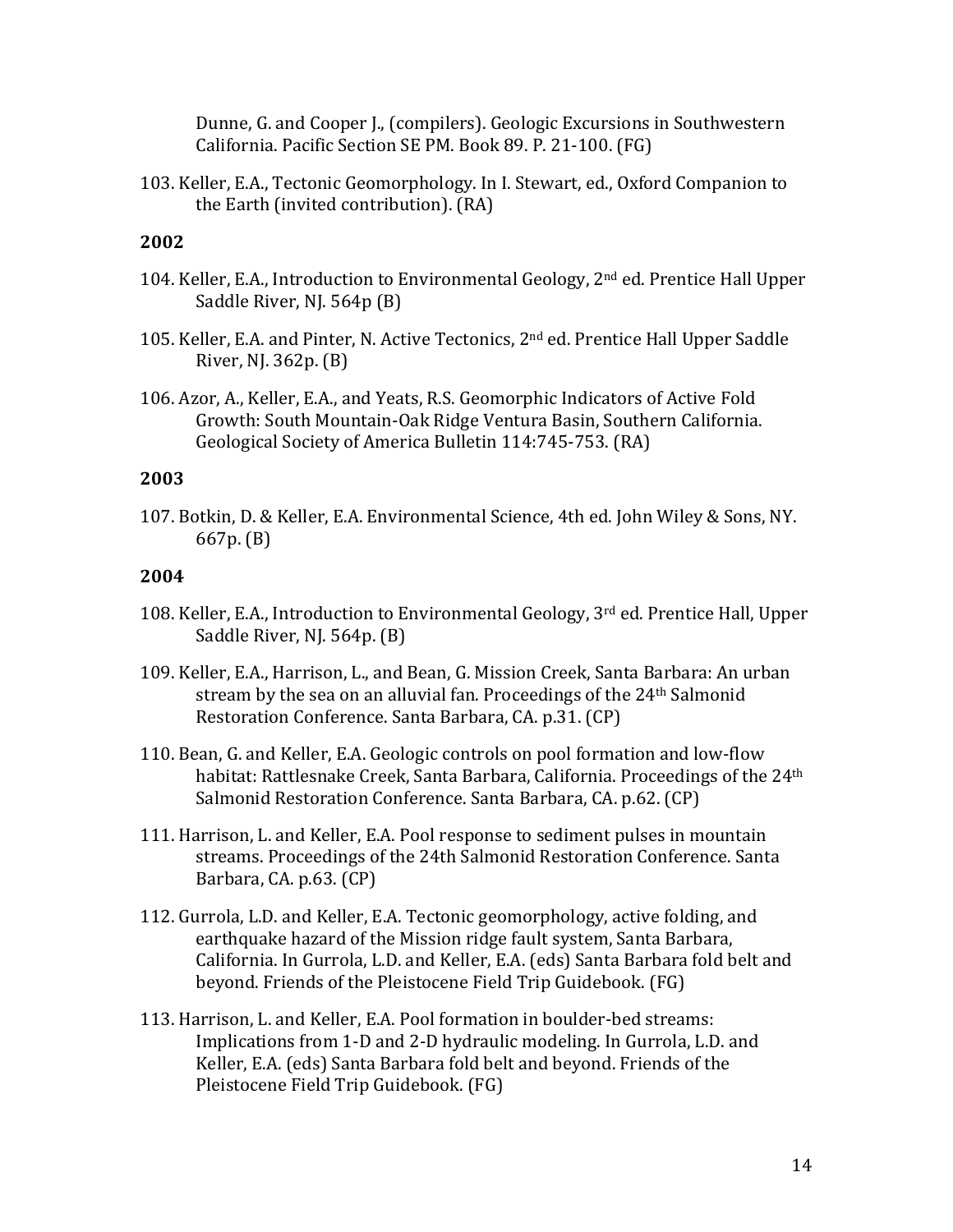Dunne, G. and Cooper J., (compilers). Geologic Excursions in Southwestern California. Pacific Section SE PM. Book 89. P. 21-100. (FG)

103. Keller, E.A., Tectonic Geomorphology. In I. Stewart, ed., Oxford Companion to the Earth (invited contribution). (RA)

**2002**

104. Keller, E.A., Introduction to Environmental Geology, 2nd ed. Prentice Hall Upper Saddle River, NJ. 564p (B)

105. Keller, E.A. and Pinter, N. Active Tectonics, 2nd ed. Prentice Hall Upper Saddle River, NJ. 362p. (B)

106. Azor, A., Keller, E.A., and Yeats, R.S. Geomorphic Indicators of Active Fold Growth: South Mountain-Oak Ridge Ventura Basin, Southern California. Geological Society of America Bulletin 114:745-753. (RA)

**2003**

107. Botkin, D. & Keller, E.A. Environmental Science, 4th ed. John Wiley & Sons, NY. 667p. (B)

**2004**

108. Keller, E.A., Introduction to Environmental Geology, 3rd ed. Prentice Hall, Upper Saddle River, NJ. 564p. (B)

109. Keller, E.A., Harrison, L., and Bean, G. Mission Creek, Santa Barbara: An urban stream by the sea on an alluvial fan. Proceedings of the 24th Salmonid Restoration Conference. Santa Barbara, CA. p.31. (CP)

110. Bean, G. and Keller, E.A. Geologic controls on pool formation and low-flow habitat: Rattlesnake Creek, Santa Barbara, California. Proceedings of the 24th Salmonid Restoration Conference. Santa Barbara, CA. p.62. (CP)

111. Harrison, L. and Keller, E.A. Pool response to sediment pulses in mountain streams. Proceedings of the 24th Salmonid Restoration Conference. Santa Barbara, CA. p.63. (CP)

112. Gurrola, L.D. and Keller, E.A. Tectonic geomorphology, active folding, and earthquake hazard of the Mission ridge fault system, Santa Barbara, California. In Gurrola, L.D. and Keller, E.A. (eds) Santa Barbara fold belt and beyond. Friends of the Pleistocene Field Trip Guidebook. (FG)

113. Harrison, L. and Keller, E.A. Pool formation in boulder-bed streams: Implications from 1-D and 2-D hydraulic modeling. In Gurrola, L.D. and Keller, E.A. (eds) Santa Barbara fold belt and beyond. Friends of the Pleistocene Field Trip Guidebook. (FG)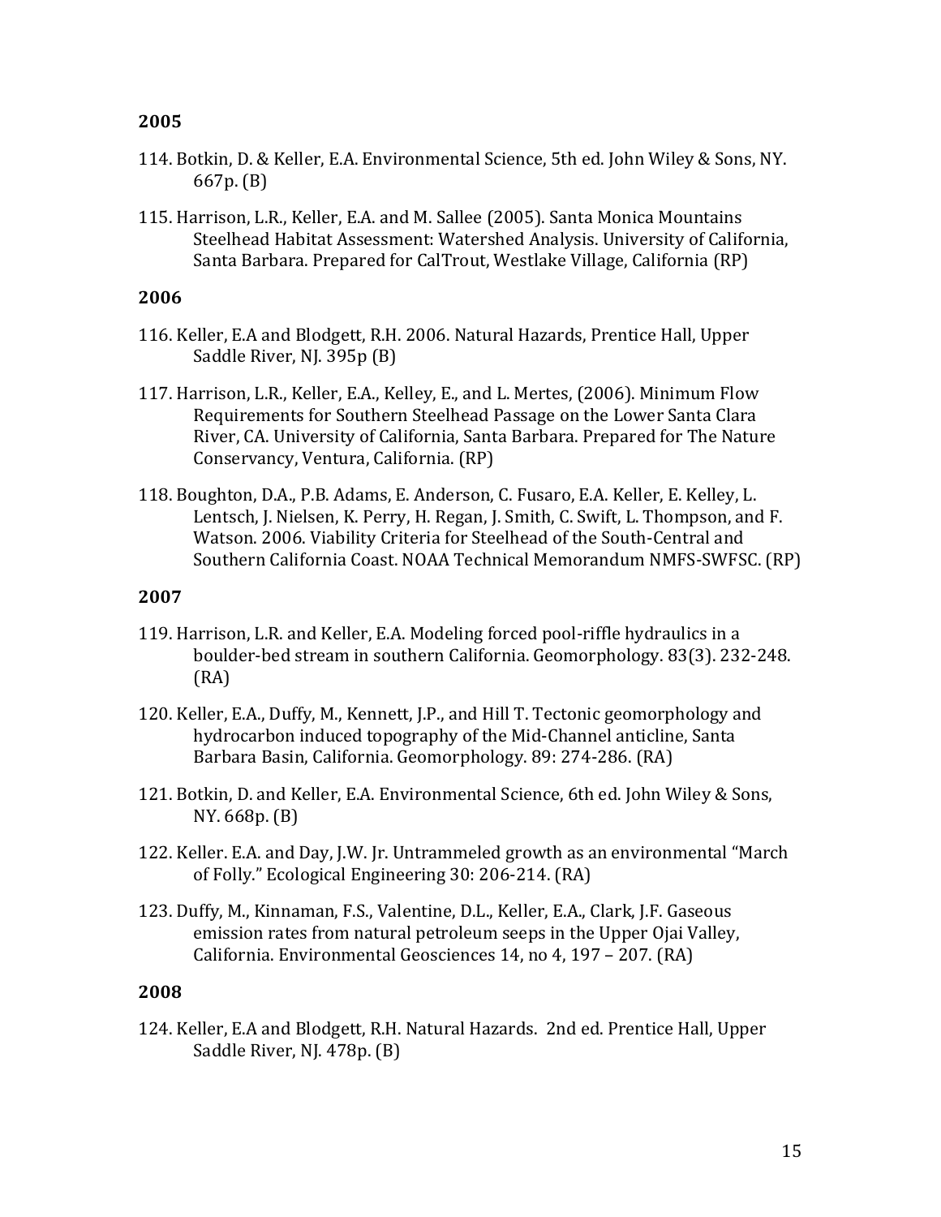**2005**

114. Botkin, D. & Keller, E.A. Environmental Science, 5th ed. John Wiley & Sons, NY. 667p. (B)

115. Harrison, L.R., Keller, E.A. and M. Sallee (2005). Santa Monica Mountains Steelhead Habitat Assessment: Watershed Analysis. University of California, Santa Barbara. Prepared for CalTrout, Westlake Village, California (RP)

**2006**

116. Keller, E.A and Blodgett, R.H. 2006. Natural Hazards, Prentice Hall, Upper Saddle River, NJ. 395p (B)

117. Harrison, L.R., Keller, E.A., Kelley, E., and L. Mertes, (2006). Minimum Flow Requirements for Southern Steelhead Passage on the Lower Santa Clara River, CA. University of California, Santa Barbara. Prepared for The Nature Conservancy, Ventura, California. (RP)

118. Boughton, D.A., P.B. Adams, E. Anderson, C. Fusaro, E.A. Keller, E. Kelley, L. Lentsch, J. Nielsen, K. Perry, H. Regan, J. Smith, C. Swift, L. Thompson, and F. Watson. 2006. Viability Criteria for Steelhead of the South-Central and Southern California Coast. NOAA Technical Memorandum NMFS-SWFSC. (RP)

**2007**

119. Harrison, L.R. and Keller, E.A. Modeling forced pool-riffle hydraulics in a boulder-bed stream in southern California. Geomorphology. 83(3). 232-248. (RA)

120. Keller, E.A., Duffy, M., Kennett, J.P., and Hill T. Tectonic geomorphology and hydrocarbon induced topography of the Mid-Channel anticline, Santa Barbara Basin, California. Geomorphology. 89: 274-286. (RA)

121. Botkin, D. and Keller, E.A. Environmental Science, 6th ed. John Wiley & Sons, NY. 668p. (B)

122. Keller. E.A. and Day, J.W. Jr. Untrammeled growth as an environmental "March of Folly." Ecological Engineering 30: 206-214. (RA)

123. Duffy, M., Kinnaman, F.S., Valentine, D.L., Keller, E.A., Clark, J.F. Gaseous emission rates from natural petroleum seeps in the Upper Ojai Valley, California. Environmental Geosciences 14, no 4, 197 – 207. (RA)

**2008**

124. Keller, E.A and Blodgett, R.H. Natural Hazards. 2nd ed. Prentice Hall, Upper Saddle River, NJ. 478p. (B)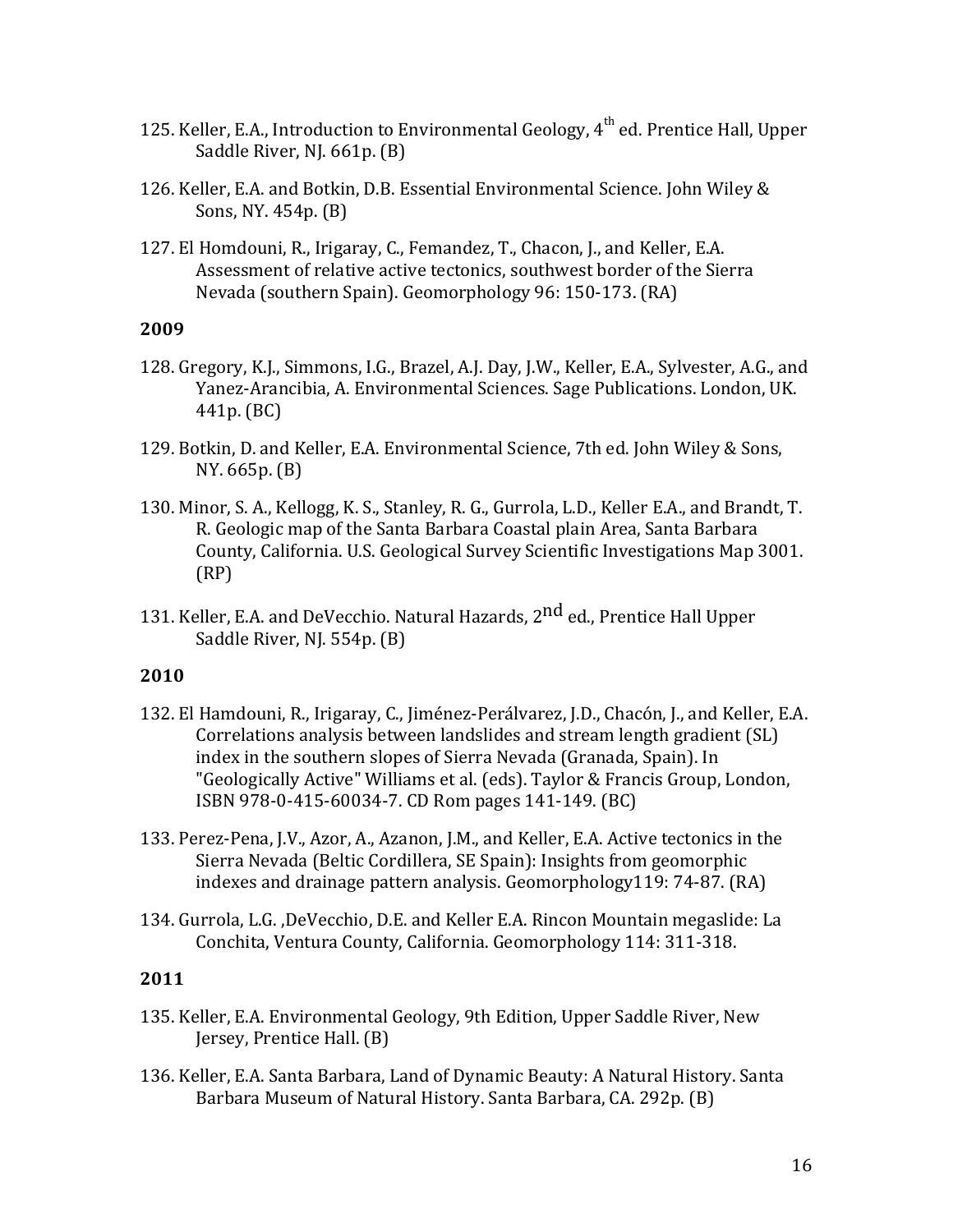125. Keller, E.A., Introduction to Environmental Geology, 4$^{th}$ ed. Prentice Hall, Upper Saddle River, NJ. 661p. (B)

126. Keller, E.A. and Botkin, D.B. Essential Environmental Science. John Wiley & Sons, NY. 454p. (B)

127. El Homdouni, R., Irigaray, C., Femandez, T., Chacon, J., and Keller, E.A. Assessment of relative active tectonics, southwest border of the Sierra Nevada (southern Spain). Geomorphology 96: 150-173. (RA)

**2009**

128. Gregory, K.J., Simmons, I.G., Brazel, A.J. Day, J.W., Keller, E.A., Sylvester, A.G., and Yanez-Arancibia, A. Environmental Sciences. Sage Publications. London, UK. 441p. (BC)

129. Botkin, D. and Keller, E.A. Environmental Science, 7th ed. John Wiley & Sons, NY. 665p. (B)

130. Minor, S. A., Kellogg, K. S., Stanley, R. G., Gurrola, L.D., Keller E.A., and Brandt, T. R. Geologic map of the Santa Barbara Coastal plain Area, Santa Barbara County, California. U.S. Geological Survey Scientific Investigations Map 3001. (RP)

131. Keller, E.A. and DeVecchio. Natural Hazards, 2$^{nd}$ ed., Prentice Hall Upper Saddle River, NJ. 554p. (B)

**2010**

132. El Hamdouni, R., Irigaray, C., Jiménez-Perálvarez, J.D., Chacón, J., and Keller, E.A. Correlations analysis between landslides and stream length gradient (SL) index in the southern slopes of Sierra Nevada (Granada, Spain). In "Geologically Active" Williams et al. (eds). Taylor & Francis Group, London, ISBN 978-0-415-60034-7. CD Rom pages 141-149. (BC)

133. Perez-Pena, J.V., Azor, A., Azanon, J.M., and Keller, E.A. Active tectonics in the Sierra Nevada (Beltic Cordillera, SE Spain): Insights from geomorphic indexes and drainage pattern analysis. Geomorphology119: 74-87. (RA)

134. Gurrola, L.G. ,DeVecchio, D.E. and Keller E.A. Rincon Mountain megaslide: La Conchita, Ventura County, California. Geomorphology 114: 311-318.

**2011**

135. Keller, E.A. Environmental Geology, 9th Edition, Upper Saddle River, New Jersey, Prentice Hall. (B)

136. Keller, E.A. Santa Barbara, Land of Dynamic Beauty: A Natural History. Santa Barbara Museum of Natural History. Santa Barbara, CA. 292p. (B)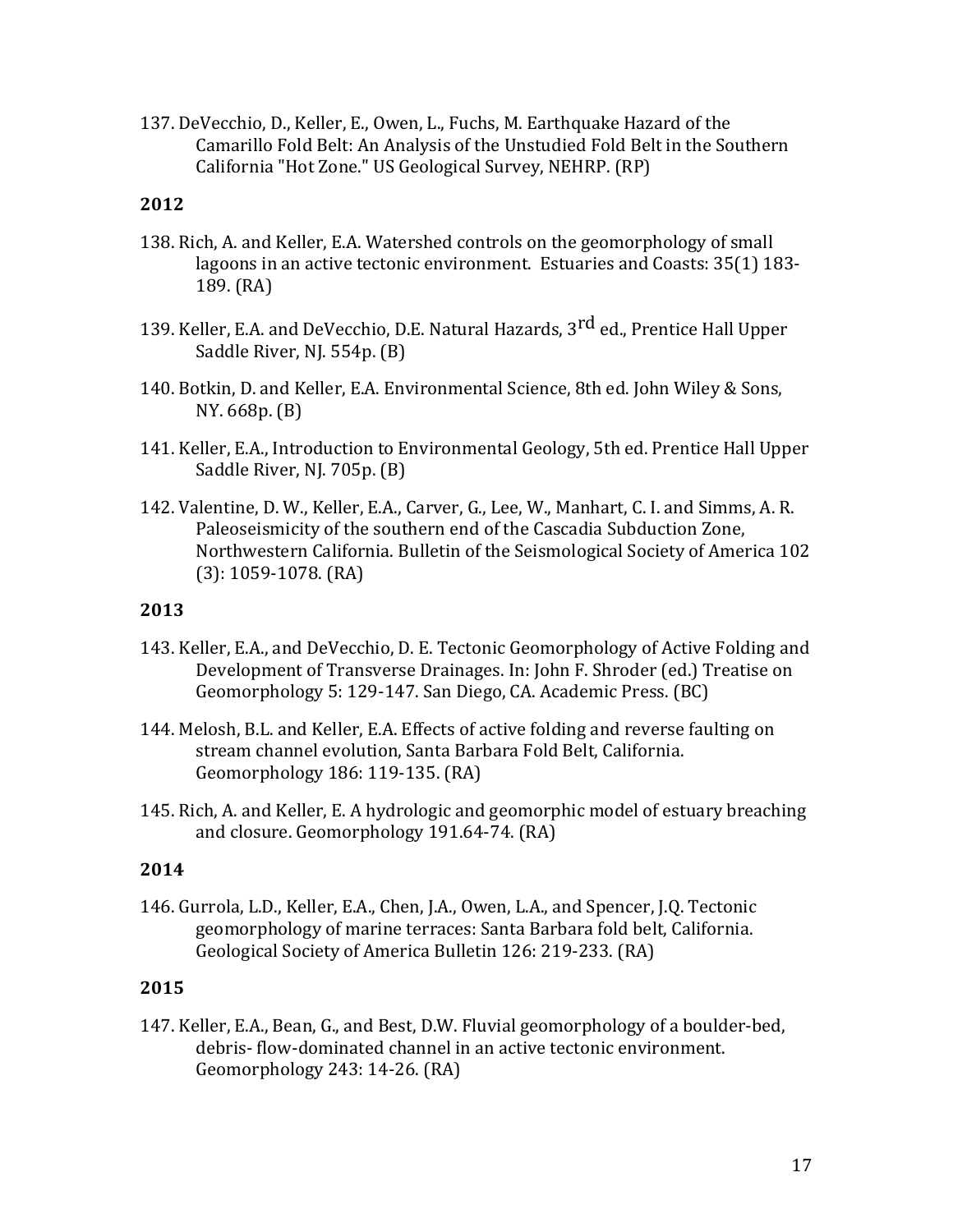137. DeVecchio, D., Keller, E., Owen, L., Fuchs, M. Earthquake Hazard of the Camarillo Fold Belt: An Analysis of the Unstudied Fold Belt in the Southern California "Hot Zone." US Geological Survey, NEHRP. (RP)

**2012**

138. Rich, A. and Keller, E.A. Watershed controls on the geomorphology of small lagoons in an active tectonic environment. Estuaries and Coasts: 35(1) 183-189. (RA)

139. Keller, E.A. and DeVecchio, D.E. Natural Hazards, 3rd ed., Prentice Hall Upper Saddle River, NJ. 554p. (B)

140. Botkin, D. and Keller, E.A. Environmental Science, 8th ed. John Wiley & Sons, NY. 668p. (B)

141. Keller, E.A., Introduction to Environmental Geology, 5th ed. Prentice Hall Upper Saddle River, NJ. 705p. (B)

142. Valentine, D. W., Keller, E.A., Carver, G., Lee, W., Manhart, C. I. and Simms, A. R. Paleoseismicity of the southern end of the Cascadia Subduction Zone, Northwestern California. Bulletin of the Seismological Society of America 102 (3): 1059-1078. (RA)

**2013**

143. Keller, E.A., and DeVecchio, D. E. Tectonic Geomorphology of Active Folding and Development of Transverse Drainages. In: John F. Shroder (ed.) Treatise on Geomorphology 5: 129-147. San Diego, CA. Academic Press. (BC)

144. Melosh, B.L. and Keller, E.A. Effects of active folding and reverse faulting on stream channel evolution, Santa Barbara Fold Belt, California. Geomorphology 186: 119-135. (RA)

145. Rich, A. and Keller, E. A hydrologic and geomorphic model of estuary breaching and closure. Geomorphology 191.64-74. (RA)

**2014**

146. Gurrola, L.D., Keller, E.A., Chen, J.A., Owen, L.A., and Spencer, J.Q. Tectonic geomorphology of marine terraces: Santa Barbara fold belt, California. Geological Society of America Bulletin 126: 219-233. (RA)

**2015**

147. Keller, E.A., Bean, G., and Best, D.W. Fluvial geomorphology of a boulder-bed, debris- flow-dominated channel in an active tectonic environment. Geomorphology 243: 14-26. (RA)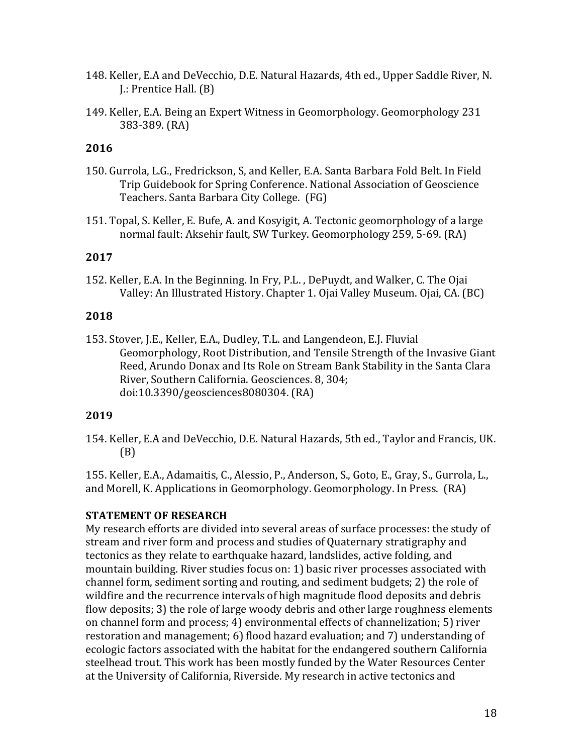148. Keller, E.A and DeVecchio, D.E. Natural Hazards, 4th ed., Upper Saddle River, N. J.: Prentice Hall. (B)

149. Keller, E.A. Being an Expert Witness in Geomorphology. Geomorphology 231 383-389. (RA)

**2016**

150. Gurrola, L.G., Fredrickson, S, and Keller, E.A. Santa Barbara Fold Belt. In Field Trip Guidebook for Spring Conference. National Association of Geoscience Teachers. Santa Barbara City College. (FG)

151. Topal, S. Keller, E. Bufe, A. and Kosyigit, A. Tectonic geomorphology of a large normal fault: Aksehir fault, SW Turkey. Geomorphology 259, 5-69. (RA)

**2017**

152. Keller, E.A. In the Beginning. In Fry, P.L. , DePuydt, and Walker, C. The Ojai Valley: An Illustrated History. Chapter 1. Ojai Valley Museum. Ojai, CA. (BC)

**2018**

153. Stover, J.E., Keller, E.A., Dudley, T.L. and Langendeon, E.J. Fluvial Geomorphology, Root Distribution, and Tensile Strength of the Invasive Giant Reed, Arundo Donax and Its Role on Stream Bank Stability in the Santa Clara River, Southern California. Geosciences. 8, 304; doi:10.3390/geosciences8080304. (RA)

**2019**

154. Keller, E.A and DeVecchio, D.E. Natural Hazards, 5th ed., Taylor and Francis, UK. (B)

155. Keller, E.A., Adamaitis, C., Alessio, P., Anderson, S., Goto, E., Gray, S., Gurrola, L., and Morell, K. Applications in Geomorphology. Geomorphology. In Press. (RA)

**STATEMENT OF RESEARCH**

My research efforts are divided into several areas of surface processes: the study of stream and river form and process and studies of Quaternary stratigraphy and tectonics as they relate to earthquake hazard, landslides, active folding, and mountain building. River studies focus on: 1) basic river processes associated with channel form, sediment sorting and routing, and sediment budgets; 2) the role of wildfire and the recurrence intervals of high magnitude flood deposits and debris flow deposits; 3) the role of large woody debris and other large roughness elements on channel form and process; 4) environmental effects of channelization; 5) river restoration and management; 6) flood hazard evaluation; and 7) understanding of ecologic factors associated with the habitat for the endangered southern California steelhead trout. This work has been mostly funded by the Water Resources Center at the University of California, Riverside. My research in active tectonics and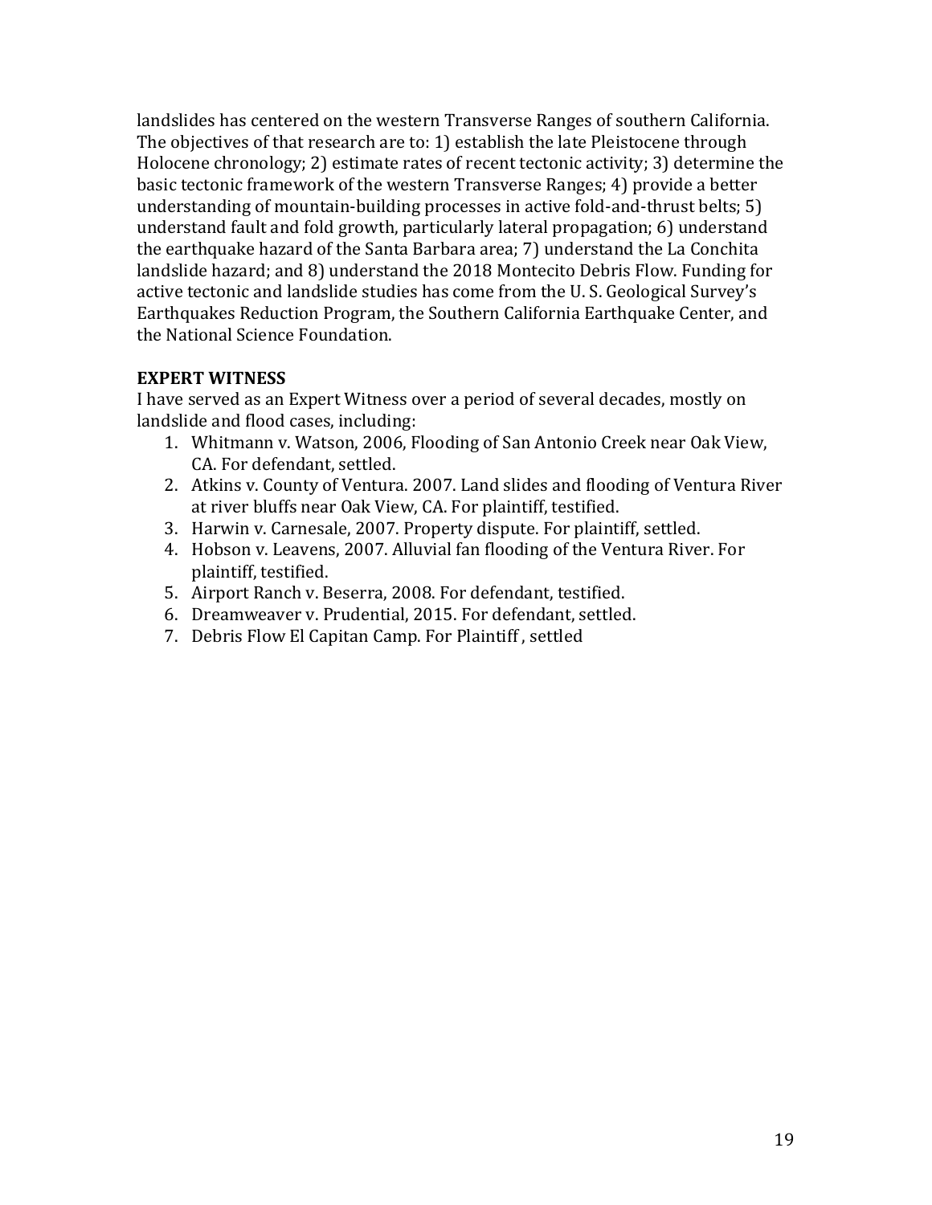landslides has centered on the western Transverse Ranges of southern California. The objectives of that research are to: 1) establish the late Pleistocene through Holocene chronology; 2) estimate rates of recent tectonic activity; 3) determine the basic tectonic framework of the western Transverse Ranges; 4) provide a better understanding of mountain-building processes in active fold-and-thrust belts; 5) understand fault and fold growth, particularly lateral propagation; 6) understand the earthquake hazard of the Santa Barbara area; 7) understand the La Conchita landslide hazard; and 8) understand the 2018 Montecito Debris Flow. Funding for active tectonic and landslide studies has come from the U. S. Geological Survey's Earthquakes Reduction Program, the Southern California Earthquake Center, and the National Science Foundation.

**EXPERT WITNESS**

I have served as an Expert Witness over a period of several decades, mostly on landslide and flood cases, including:

1. Whitmann v. Watson, 2006, Flooding of San Antonio Creek near Oak View, CA. For defendant, settled.
2. Atkins v. County of Ventura. 2007. Land slides and flooding of Ventura River at river bluffs near Oak View, CA. For plaintiff, testified.
3. Harwin v. Carnesale, 2007. Property dispute. For plaintiff, settled.
4. Hobson v. Leavens, 2007. Alluvial fan flooding of the Ventura River. For plaintiff, testified.
5. Airport Ranch v. Beserra, 2008. For defendant, testified.
6. Dreamweaver v. Prudential, 2015. For defendant, settled.
7. Debris Flow El Capitan Camp. For Plaintiff , settled